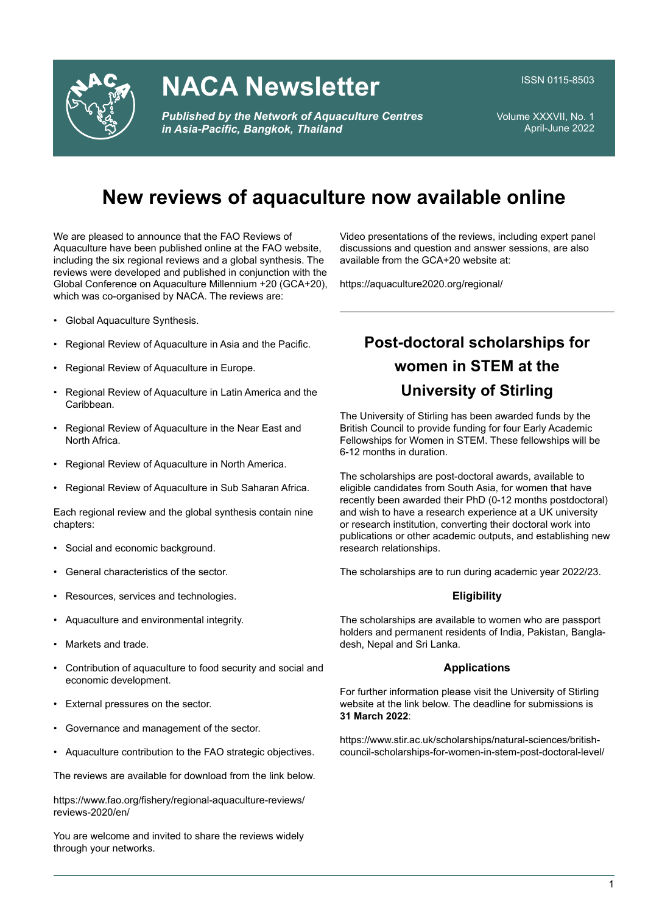# NACA Newsletter

ISSN 0115-8503

***Published by the Network of Aquaculture Centres in Asia-Pacific, Bangkok, Thailand***

Volume XXXVII, No. 1
April-June 2022

## New reviews of aquaculture now available online

We are pleased to announce that the FAO Reviews of Aquaculture have been published online at the FAO website, including the six regional reviews and a global synthesis. The reviews were developed and published in conjunction with the Global Conference on Aquaculture Millennium +20 (GCA+20), which was co-organised by NACA. The reviews are:

- Global Aquaculture Synthesis.
- Regional Review of Aquaculture in Asia and the Pacific.
- Regional Review of Aquaculture in Europe.
- Regional Review of Aquaculture in Latin America and the Caribbean.
- Regional Review of Aquaculture in the Near East and North Africa.
- Regional Review of Aquaculture in North America.
- Regional Review of Aquaculture in Sub Saharan Africa.

Each regional review and the global synthesis contain nine chapters:

- Social and economic background.
- General characteristics of the sector.
- Resources, services and technologies.
- Aquaculture and environmental integrity.
- Markets and trade.
- Contribution of aquaculture to food security and social and economic development.
- External pressures on the sector.
- Governance and management of the sector.
- Aquaculture contribution to the FAO strategic objectives.

The reviews are available for download from the link below.

https://www.fao.org/fishery/regional-aquaculture-reviews/reviews-2020/en/

You are welcome and invited to share the reviews widely through your networks.

Video presentations of the reviews, including expert panel discussions and question and answer sessions, are also available from the GCA+20 website at:

https://aquaculture2020.org/regional/

## Post-doctoral scholarships for women in STEM at the University of Stirling

The University of Stirling has been awarded funds by the British Council to provide funding for four Early Academic Fellowships for Women in STEM. These fellowships will be 6-12 months in duration.

The scholarships are post-doctoral awards, available to eligible candidates from South Asia, for women that have recently been awarded their PhD (0-12 months postdoctoral) and wish to have a research experience at a UK university or research institution, converting their doctoral work into publications or other academic outputs, and establishing new research relationships.

The scholarships are to run during academic year 2022/23.

### Eligibility

The scholarships are available to women who are passport holders and permanent residents of India, Pakistan, Bangladesh, Nepal and Sri Lanka.

### Applications

For further information please visit the University of Stirling website at the link below. The deadline for submissions is **31 March 2022**:

https://www.stir.ac.uk/scholarships/natural-sciences/british-council-scholarships-for-women-in-stem-post-doctoral-level/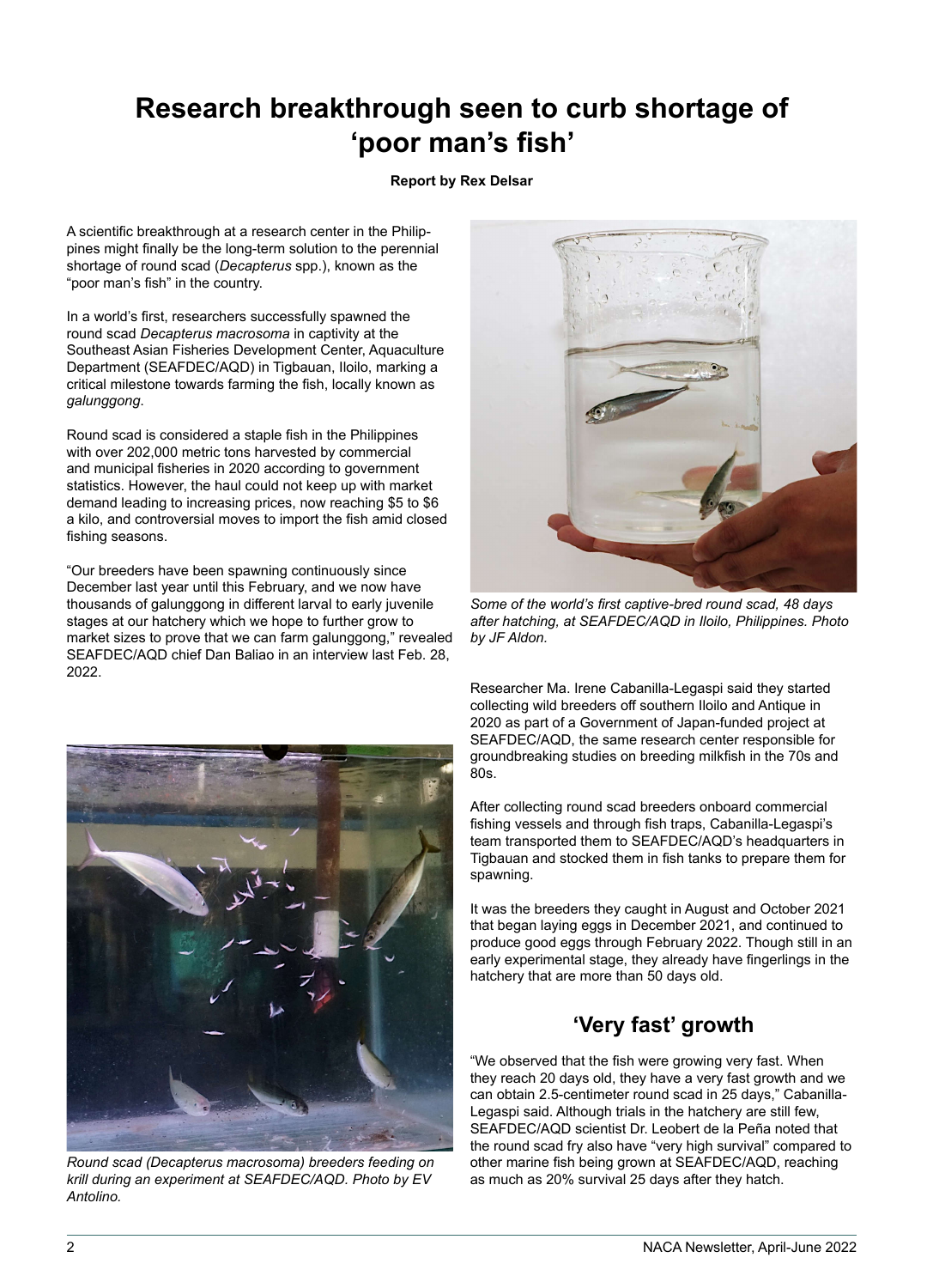# Research breakthrough seen to curb shortage of 'poor man's fish'

**Report by Rex Delsar**

A scientific breakthrough at a research center in the Philippines might finally be the long-term solution to the perennial shortage of round scad (*Decapterus* spp.), known as the "poor man's fish" in the country.

In a world's first, researchers successfully spawned the round scad *Decapterus macrosoma* in captivity at the Southeast Asian Fisheries Development Center, Aquaculture Department (SEAFDEC/AQD) in Tigbauan, Iloilo, marking a critical milestone towards farming the fish, locally known as *galunggong*.

Round scad is considered a staple fish in the Philippines with over 202,000 metric tons harvested by commercial and municipal fisheries in 2020 according to government statistics. However, the haul could not keep up with market demand leading to increasing prices, now reaching $5 to $6 a kilo, and controversial moves to import the fish amid closed fishing seasons.

"Our breeders have been spawning continuously since December last year until this February, and we now have thousands of galunggong in different larval to early juvenile stages at our hatchery which we hope to further grow to market sizes to prove that we can farm galunggong," revealed SEAFDEC/AQD chief Dan Baliao in an interview last Feb. 28, 2022.

*Some of the world's first captive-bred round scad, 48 days after hatching, at SEAFDEC/AQD in Iloilo, Philippines. Photo by JF Aldon.*

*Round scad (Decapterus macrosoma) breeders feeding on krill during an experiment at SEAFDEC/AQD. Photo by EV Antolino.*

Researcher Ma. Irene Cabanilla-Legaspi said they started collecting wild breeders off southern Iloilo and Antique in 2020 as part of a Government of Japan-funded project at SEAFDEC/AQD, the same research center responsible for groundbreaking studies on breeding milkfish in the 70s and 80s.

After collecting round scad breeders onboard commercial fishing vessels and through fish traps, Cabanilla-Legaspi's team transported them to SEAFDEC/AQD's headquarters in Tigbauan and stocked them in fish tanks to prepare them for spawning.

It was the breeders they caught in August and October 2021 that began laying eggs in December 2021, and continued to produce good eggs through February 2022. Though still in an early experimental stage, they already have fingerlings in the hatchery that are more than 50 days old.

## 'Very fast' growth

"We observed that the fish were growing very fast. When they reach 20 days old, they have a very fast growth and we can obtain 2.5-centimeter round scad in 25 days," Cabanilla-Legaspi said. Although trials in the hatchery are still few, SEAFDEC/AQD scientist Dr. Leobert de la Peña noted that the round scad fry also have "very high survival" compared to other marine fish being grown at SEAFDEC/AQD, reaching as much as 20% survival 25 days after they hatch.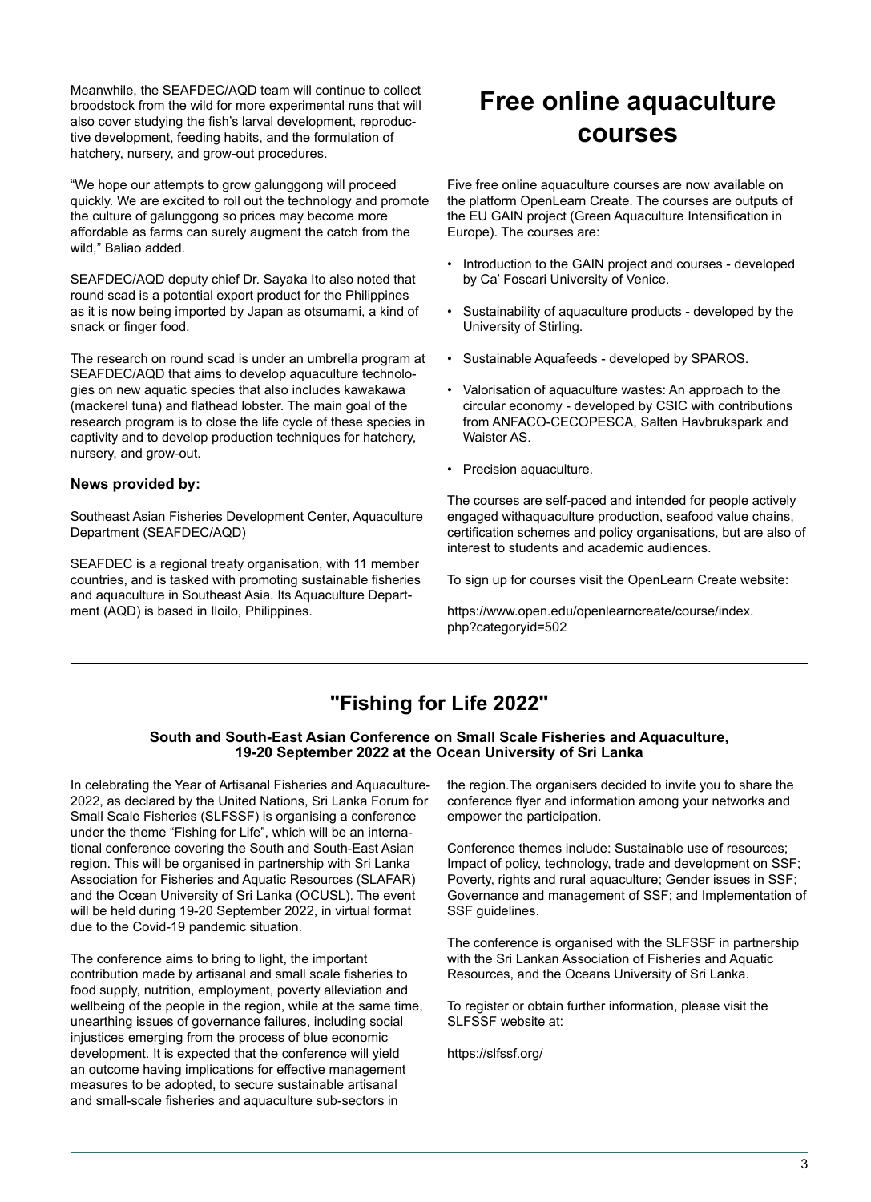Meanwhile, the SEAFDEC/AQD team will continue to collect broodstock from the wild for more experimental runs that will also cover studying the fish's larval development, reproductive development, feeding habits, and the formulation of hatchery, nursery, and grow-out procedures.

"We hope our attempts to grow galunggong will proceed quickly. We are excited to roll out the technology and promote the culture of galunggong so prices may become more affordable as farms can surely augment the catch from the wild," Baliao added.

SEAFDEC/AQD deputy chief Dr. Sayaka Ito also noted that round scad is a potential export product for the Philippines as it is now being imported by Japan as otsumami, a kind of snack or finger food.

The research on round scad is under an umbrella program at SEAFDEC/AQD that aims to develop aquaculture technologies on new aquatic species that also includes kawakawa (mackerel tuna) and flathead lobster. The main goal of the research program is to close the life cycle of these species in captivity and to develop production techniques for hatchery, nursery, and grow-out.

**News provided by:**

Southeast Asian Fisheries Development Center, Aquaculture Department (SEAFDEC/AQD)

SEAFDEC is a regional treaty organisation, with 11 member countries, and is tasked with promoting sustainable fisheries and aquaculture in Southeast Asia. Its Aquaculture Department (AQD) is based in Iloilo, Philippines.

# Free online aquaculture courses

Five free online aquaculture courses are now available on the platform OpenLearn Create. The courses are outputs of the EU GAIN project (Green Aquaculture Intensification in Europe). The courses are:

- Introduction to the GAIN project and courses - developed by Ca' Foscari University of Venice.
- Sustainability of aquaculture products - developed by the University of Stirling.
- Sustainable Aquafeeds - developed by SPAROS.
- Valorisation of aquaculture wastes: An approach to the circular economy - developed by CSIC with contributions from ANFACO-CECOPESCA, Salten Havbrukspark and Waister AS.
- Precision aquaculture.

The courses are self-paced and intended for people actively engaged withaquaculture production, seafood value chains, certification schemes and policy organisations, but are also of interest to students and academic audiences.

To sign up for courses visit the OpenLearn Create website:

https://www.open.edu/openlearncreate/course/index.php?categoryid=502

# "Fishing for Life 2022"

**South and South-East Asian Conference on Small Scale Fisheries and Aquaculture, 19-20 September 2022 at the Ocean University of Sri Lanka**

In celebrating the Year of Artisanal Fisheries and Aquaculture-2022, as declared by the United Nations, Sri Lanka Forum for Small Scale Fisheries (SLFSSF) is organising a conference under the theme "Fishing for Life", which will be an international conference covering the South and South-East Asian region. This will be organised in partnership with Sri Lanka Association for Fisheries and Aquatic Resources (SLAFAR) and the Ocean University of Sri Lanka (OCUSL). The event will be held during 19-20 September 2022, in virtual format due to the Covid-19 pandemic situation.

The conference aims to bring to light, the important contribution made by artisanal and small scale fisheries to food supply, nutrition, employment, poverty alleviation and wellbeing of the people in the region, while at the same time, unearthing issues of governance failures, including social injustices emerging from the process of blue economic development. It is expected that the conference will yield an outcome having implications for effective management measures to be adopted, to secure sustainable artisanal and small-scale fisheries and aquaculture sub-sectors in the region.The organisers decided to invite you to share the conference flyer and information among your networks and empower the participation.

Conference themes include: Sustainable use of resources; Impact of policy, technology, trade and development on SSF; Poverty, rights and rural aquaculture; Gender issues in SSF; Governance and management of SSF; and Implementation of SSF guidelines.

The conference is organised with the SLFSSF in partnership with the Sri Lankan Association of Fisheries and Aquatic Resources, and the Oceans University of Sri Lanka.

To register or obtain further information, please visit the SLFSSF website at:

https://slfssf.org/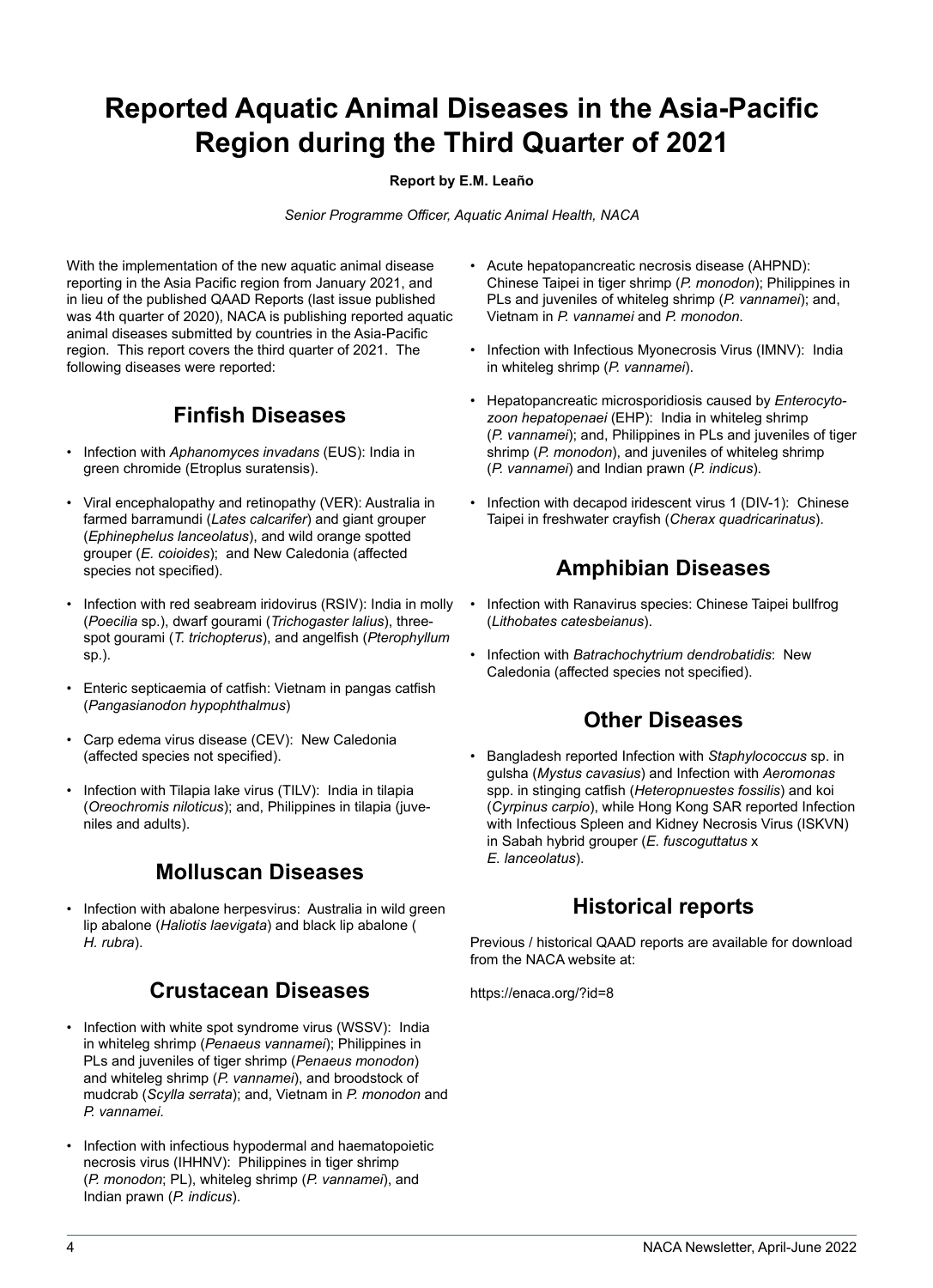# Reported Aquatic Animal Diseases in the Asia-Pacific Region during the Third Quarter of 2021

**Report by E.M. Leaño**

*Senior Programme Officer, Aquatic Animal Health, NACA*

With the implementation of the new aquatic animal disease reporting in the Asia Pacific region from January 2021, and in lieu of the published QAAD Reports (last issue published was 4th quarter of 2020), NACA is publishing reported aquatic animal diseases submitted by countries in the Asia-Pacific region. This report covers the third quarter of 2021. The following diseases were reported:

## Finfish Diseases

- Infection with *Aphanomyces invadans* (EUS): India in green chromide (Etroplus suratensis).
- Viral encephalopathy and retinopathy (VER): Australia in farmed barramundi (*Lates calcarifer*) and giant grouper (*Ephinephelus lanceolatus*), and wild orange spotted grouper (*E. coioides*); and New Caledonia (affected species not specified).
- Infection with red seabream iridovirus (RSIV): India in molly (*Poecilia* sp.), dwarf gourami (*Trichogaster lalius*), three-spot gourami (*T. trichopterus*), and angelfish (*Pterophyllum* sp.).
- Enteric septicaemia of catfish: Vietnam in pangas catfish (*Pangasianodon hypophthalmus*)
- Carp edema virus disease (CEV): New Caledonia (affected species not specified).
- Infection with Tilapia lake virus (TILV): India in tilapia (*Oreochromis niloticus*); and, Philippines in tilapia (juveniles and adults).

## Molluscan Diseases

- Infection with abalone herpesvirus: Australia in wild green lip abalone (*Haliotis laevigata*) and black lip abalone (*H. rubra*).

## Crustacean Diseases

- Infection with white spot syndrome virus (WSSV): India in whiteleg shrimp (*Penaeus vannamei*); Philippines in PLs and juveniles of tiger shrimp (*Penaeus monodon*) and whiteleg shrimp (*P. vannamei*), and broodstock of mudcrab (*Scylla serrata*); and, Vietnam in *P. monodon* and *P. vannamei*.
- Infection with infectious hypodermal and haematopoietic necrosis virus (IHHNV): Philippines in tiger shrimp (*P. monodon*; PL), whiteleg shrimp (*P. vannamei*), and Indian prawn (*P. indicus*).
- Acute hepatopancreatic necrosis disease (AHPND): Chinese Taipei in tiger shrimp (*P. monodon*); Philippines in PLs and juveniles of whiteleg shrimp (*P. vannamei*); and, Vietnam in *P. vannamei* and *P. monodon*.
- Infection with Infectious Myonecrosis Virus (IMNV): India in whiteleg shrimp (*P. vannamei*).
- Hepatopancreatic microsporidiosis caused by *Enterocytozoon hepatopenaei* (EHP): India in whiteleg shrimp (*P. vannamei*); and, Philippines in PLs and juveniles of tiger shrimp (*P. monodon*), and juveniles of whiteleg shrimp (*P. vannamei*) and Indian prawn (*P. indicus*).
- Infection with decapod iridescent virus 1 (DIV-1): Chinese Taipei in freshwater crayfish (*Cherax quadricarinatus*).

## Amphibian Diseases

- Infection with Ranavirus species: Chinese Taipei bullfrog (*Lithobates catesbeianus*).
- Infection with *Batrachochytrium dendrobatidis*: New Caledonia (affected species not specified).

## Other Diseases

- Bangladesh reported Infection with *Staphylococcus* sp. in gulsha (*Mystus cavasius*) and Infection with *Aeromonas* spp. in stinging catfish (*Heteropnuestes fossilis*) and koi (*Cyrpinus carpio*), while Hong Kong SAR reported Infection with Infectious Spleen and Kidney Necrosis Virus (ISKVN) in Sabah hybrid grouper (*E. fuscoguttatus* x *E. lanceolatus*).

## Historical reports

Previous / historical QAAD reports are available for download from the NACA website at:

https://enaca.org/?id=8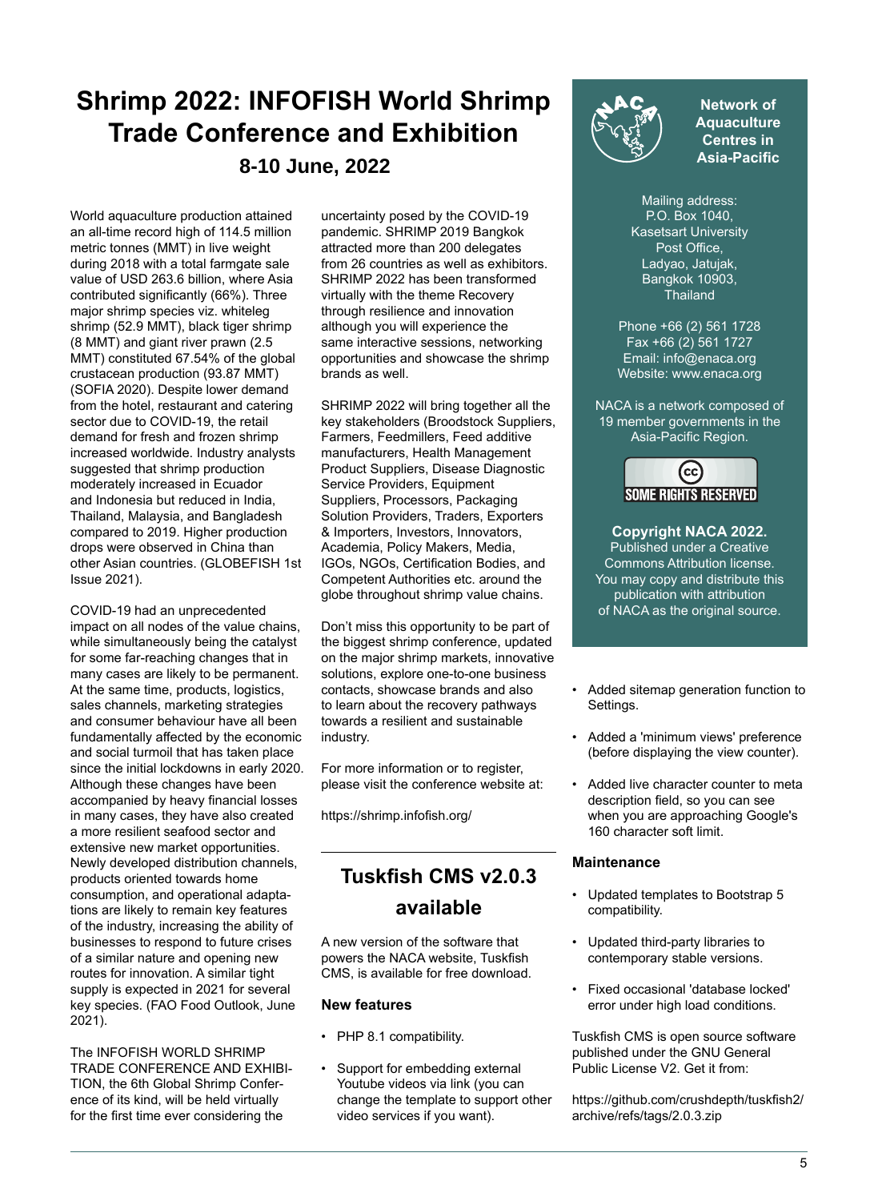# Shrimp 2022: INFOFISH World Shrimp Trade Conference and Exhibition

## 8-10 June, 2022

World aquaculture production attained an all-time record high of 114.5 million metric tonnes (MMT) in live weight during 2018 with a total farmgate sale value of USD 263.6 billion, where Asia contributed significantly (66%). Three major shrimp species viz. whiteleg shrimp (52.9 MMT), black tiger shrimp (8 MMT) and giant river prawn (2.5 MMT) constituted 67.54% of the global crustacean production (93.87 MMT) (SOFIA 2020). Despite lower demand from the hotel, restaurant and catering sector due to COVID-19, the retail demand for fresh and frozen shrimp increased worldwide. Industry analysts suggested that shrimp production moderately increased in Ecuador and Indonesia but reduced in India, Thailand, Malaysia, and Bangladesh compared to 2019. Higher production drops were observed in China than other Asian countries. (GLOBEFISH 1st Issue 2021).

COVID-19 had an unprecedented impact on all nodes of the value chains, while simultaneously being the catalyst for some far-reaching changes that in many cases are likely to be permanent. At the same time, products, logistics, sales channels, marketing strategies and consumer behaviour have all been fundamentally affected by the economic and social turmoil that has taken place since the initial lockdowns in early 2020. Although these changes have been accompanied by heavy financial losses in many cases, they have also created a more resilient seafood sector and extensive new market opportunities. Newly developed distribution channels, products oriented towards home consumption, and operational adaptations are likely to remain key features of the industry, increasing the ability of businesses to respond to future crises of a similar nature and opening new routes for innovation. A similar tight supply is expected in 2021 for several key species. (FAO Food Outlook, June 2021).

The INFOFISH WORLD SHRIMP TRADE CONFERENCE AND EXHIBITION, the 6th Global Shrimp Conference of its kind, will be held virtually for the first time ever considering the uncertainty posed by the COVID-19 pandemic. SHRIMP 2019 Bangkok attracted more than 200 delegates from 26 countries as well as exhibitors. SHRIMP 2022 has been transformed virtually with the Recovery through resilience and innovation although you will experience the same interactive sessions, networking opportunities and showcase the shrimp brands as well.

SHRIMP 2022 will bring together all the key stakeholders (Broodstock Suppliers, Farmers, Feedmillers, Feed additive manufacturers, Health Management Product Suppliers, Disease Diagnostic Service Providers, Equipment Suppliers, Processors, Packaging Solution Providers, Traders, Exporters & Importers, Investors, Innovators, Academia, Policy Makers, Media, IGOs, NGOs, Certification Bodies, and Competent Authorities etc. around the globe throughout shrimp value chains.

Don't miss this opportunity to be part of the biggest shrimp conference, updated on the major shrimp markets, innovative solutions, explore one-to-one business contacts, showcase brands and also to learn about the recovery pathways towards a resilient and sustainable industry.

For more information or to register, please visit the conference website at:

https://shrimp.infofish.org/

---

## Tuskfish CMS v2.0.3 available

A new version of the software that powers the NACA website, Tuskfish CMS, is available for free download.

### New features

- PHP 8.1 compatibility.
- Support for embedding external Youtube videos via link (you can change the template to support other video services if you want).
- Added sitemap generation function to Settings.
- Added a 'minimum views' preference (before displaying the view counter).
- Added live character counter to meta description field, so you can see when you are approaching Google's 160 character soft limit.

### Maintenance

- Updated templates to Bootstrap 5 compatibility.
- Updated third-party libraries to contemporary stable versions.
- Fixed occasional 'database locked' error under high load conditions.

Tuskfish CMS is open source software published under the GNU General Public License V2. Get it from:

https://github.com/crushdepth/tuskfish2/archive/refs/tags/2.0.3.zip

---

**Network of Aquaculture Centres in Asia-Pacific**

Mailing address:
P.O. Box 1040,
Kasetsart University
Post Office,
Ladyao, Jatujak,
Bangkok 10903,
Thailand

Phone +66 (2) 561 1728
Fax +66 (2) 561 1727
Email: info@enaca.org
Website: www.enaca.org

NACA is a network composed of 19 member governments in the Asia-Pacific Region.

SOME RIGHTS RESERVED

**Copyright NACA 2022.**
Published under a Creative Commons Attribution license. You may copy and distribute this publication with attribution of NACA as the original source.